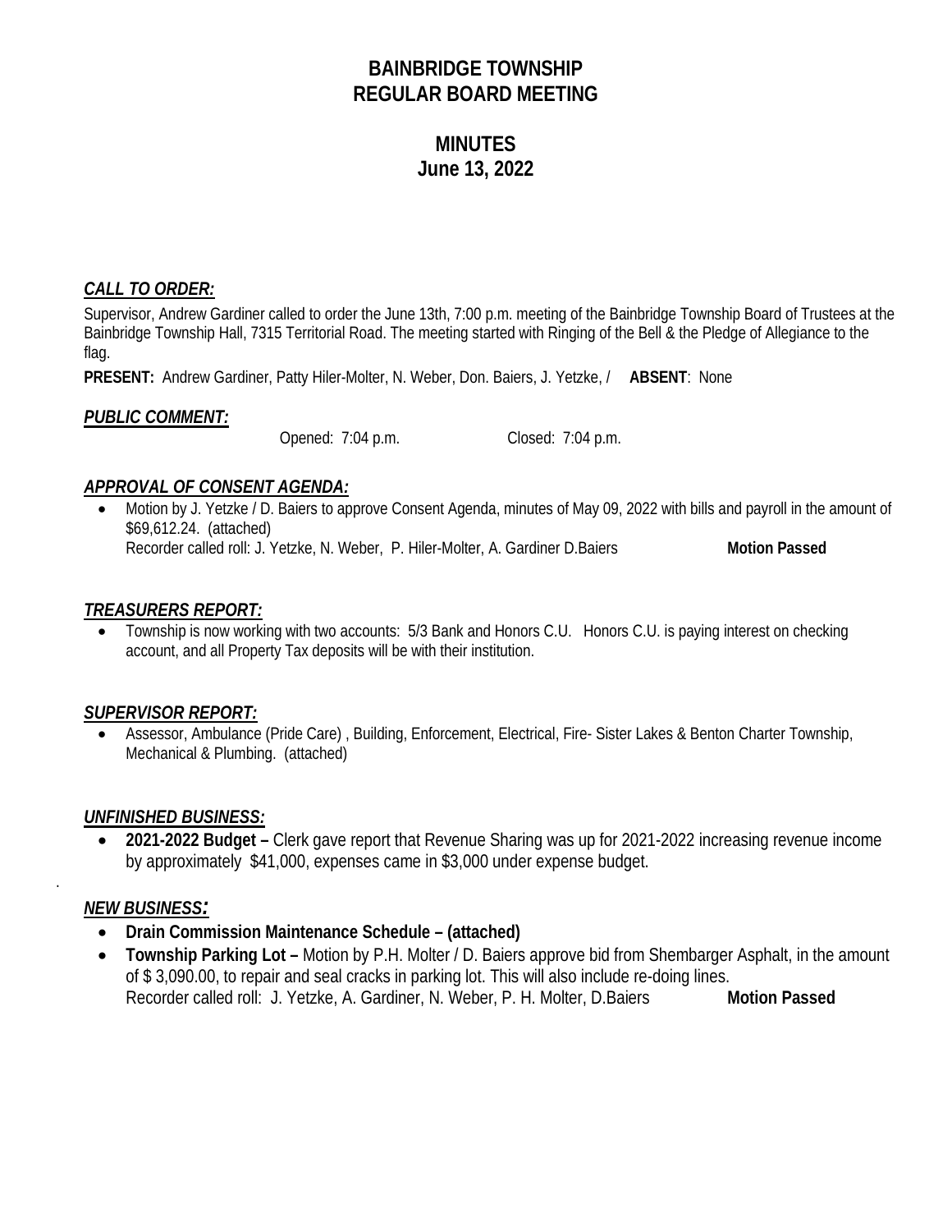# BAINBRIDGE TOWNSHIP
# REGULAR BOARD MEETING

## MINUTES
## June 13, 2022

### ***CALL TO ORDER:***

Supervisor, Andrew Gardiner called to order the June 13th, 7:00 p.m. meeting of the Bainbridge Township Board of Trustees at the Bainbridge Township Hall, 7315 Territorial Road. The meeting started with Ringing of the Bell & the Pledge of Allegiance to the flag.

**PRESENT:** Andrew Gardiner, Patty Hiler-Molter, N. Weber, Don. Baiers, J. Yetzke, / **ABSENT**: None

### ***PUBLIC COMMENT:***

Opened: 7:04 p.m. Closed: 7:04 p.m.

### ***APPROVAL OF CONSENT AGENDA:***

- Motion by J. Yetzke / D. Baiers to approve Consent Agenda, minutes of May 09, 2022 with bills and payroll in the amount of $69,612.24. (attached)
  Recorder called roll: J. Yetzke, N. Weber, P. Hiler-Molter, A. Gardiner D.Baiers **Motion Passed**

### ***TREASURERS REPORT:***

- Township is now working with two accounts: 5/3 Bank and Honors C.U. Honors C.U. is paying interest on checking account, and all Property Tax deposits will be with their institution.

### ***SUPERVISOR REPORT:***

- Assessor, Ambulance (Pride Care) , Building, Enforcement, Electrical, Fire- Sister Lakes & Benton Charter Township, Mechanical & Plumbing. (attached)

### ***UNFINISHED BUSINESS:***

- **2021-2022 Budget –** Clerk gave report that Revenue Sharing was up for 2021-2022 increasing revenue income by approximately $41,000, expenses came in $3,000 under expense budget.

### ***NEW BUSINESS:***

- **Drain Commission Maintenance Schedule – (attached)**
- **Township Parking Lot –** Motion by P.H. Molter / D. Baiers approve bid from Shembarger Asphalt, in the amount of $ 3,090.00, to repair and seal cracks in parking lot. This will also include re-doing lines.
  Recorder called roll: J. Yetzke, A. Gardiner, N. Weber, P. H. Molter, D.Baiers **Motion Passed**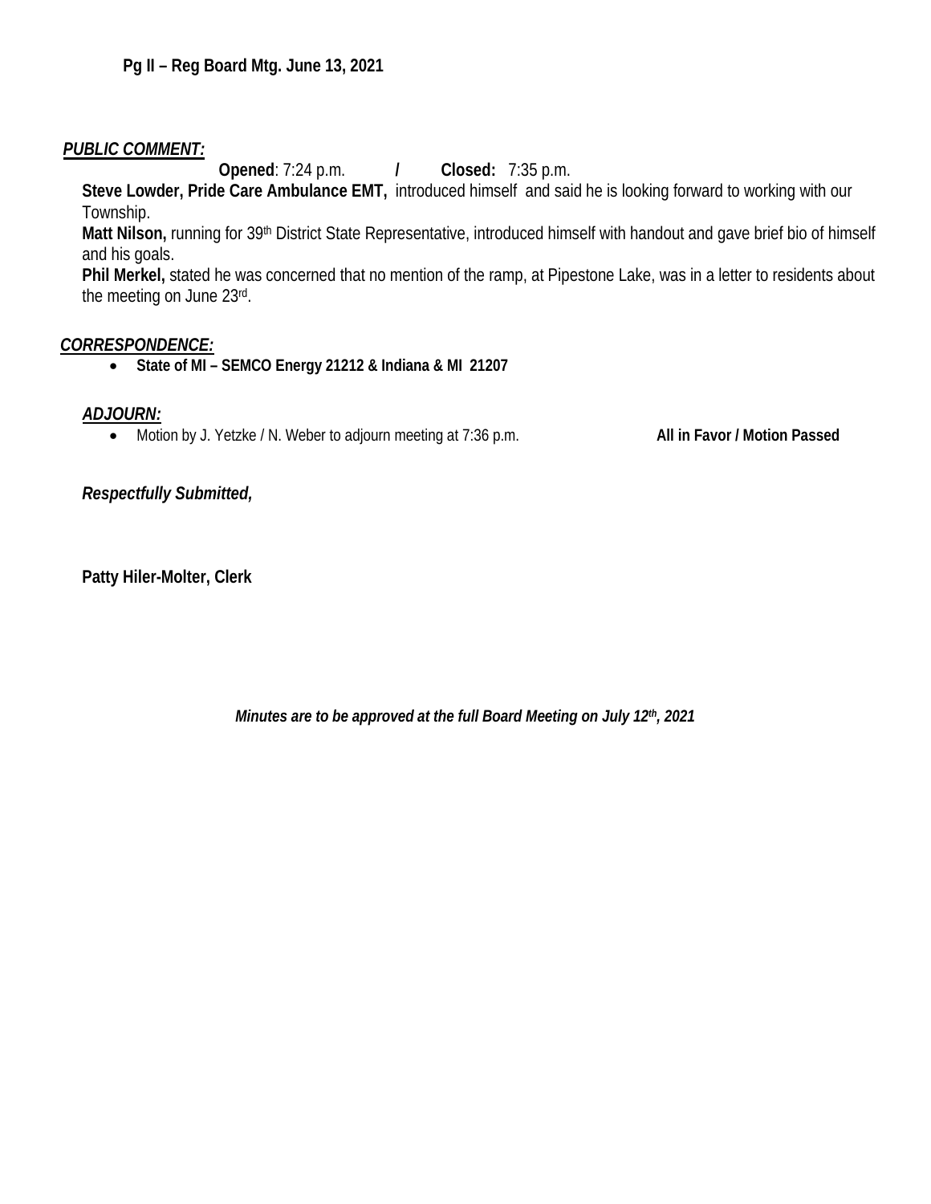**Pg II – Reg Board Mtg. June 13, 2021**

***PUBLIC COMMENT:***

**Opened**: 7:24 p.m. **/** **Closed:** 7:35 p.m.

**Steve Lowder, Pride Care Ambulance EMT,** introduced himself and said he is looking forward to working with our Township.

**Matt Nilson,** running for 39th District State Representative, introduced himself with handout and gave brief bio of himself and his goals.

**Phil Merkel,** stated he was concerned that no mention of the ramp, at Pipestone Lake, was in a letter to residents about the meeting on June 23rd.

***CORRESPONDENCE:***

- **State of MI – SEMCO Energy 21212 & Indiana & MI 21207**

***ADJOURN:***

- Motion by J. Yetzke / N. Weber to adjourn meeting at 7:36 p.m. **All in Favor / Motion Passed**

***Respectfully Submitted,***

**Patty Hiler-Molter, Clerk**

***Minutes are to be approved at the full Board Meeting on July 12th, 2021***